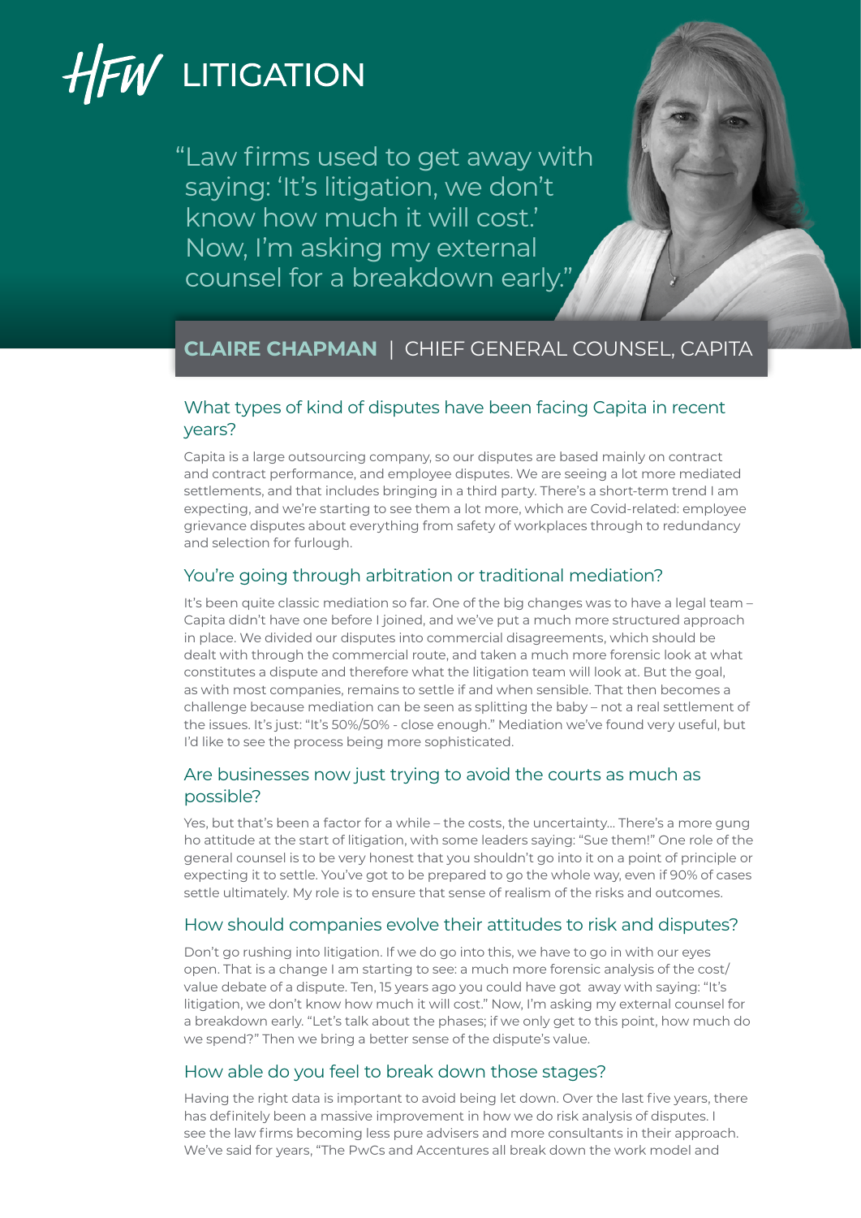# HFW LITIGATION

"Law firms used to get away with saying: 'It's litigation, we don't know how much it will cost.' Now, I'm asking my external counsel for a breakdown early."

## **CLAIRE CHAPMAN** | CHIEF GENERAL COUNSEL, CAPITA

### What types of kind of disputes have been facing Capita in recent years?

Capita is a large outsourcing company, so our disputes are based mainly on contract and contract performance, and employee disputes. We are seeing a lot more mediated settlements, and that includes bringing in a third party. There's a short-term trend I am expecting, and we're starting to see them a lot more, which are Covid-related: employee grievance disputes about everything from safety of workplaces through to redundancy and selection for furlough.

### You're going through arbitration or traditional mediation?

It's been quite classic mediation so far. One of the big changes was to have a legal team – Capita didn't have one before I joined, and we've put a much more structured approach in place. We divided our disputes into commercial disagreements, which should be dealt with through the commercial route, and taken a much more forensic look at what constitutes a dispute and therefore what the litigation team will look at. But the goal, as with most companies, remains to settle if and when sensible. That then becomes a challenge because mediation can be seen as splitting the baby – not a real settlement of the issues. It's just: "It's 50%/50% - close enough." Mediation we've found very useful, but I'd like to see the process being more sophisticated.

### Are businesses now just trying to avoid the courts as much as possible?

Yes, but that's been a factor for a while – the costs, the uncertainty... There's a more gung ho attitude at the start of litigation, with some leaders saying: "Sue them!" One role of the general counsel is to be very honest that you shouldn't go into it on a point of principle or expecting it to settle. You've got to be prepared to go the whole way, even if 90% of cases settle ultimately. My role is to ensure that sense of realism of the risks and outcomes.

### How should companies evolve their attitudes to risk and disputes?

Don't go rushing into litigation. If we do go into this, we have to go in with our eyes open. That is a change I am starting to see: a much more forensic analysis of the cost/value debate of a dispute. Ten, 15 years ago you could have got away with saying: "It's litigation, we don't know how much it will cost." Now, I'm asking my external counsel for a breakdown early. "Let's talk about the phases; if we only get to this point, how much do we spend?" Then we bring a better sense of the dispute's value.

### How able do you feel to break down those stages?

Having the right data is important to avoid being let down. Over the last five years, there has definitely been a massive improvement in how we do risk analysis of disputes. I see the law firms becoming less pure advisers and more consultants in their approach. We've said for years, "The PwCs and Accentures all break down the work model and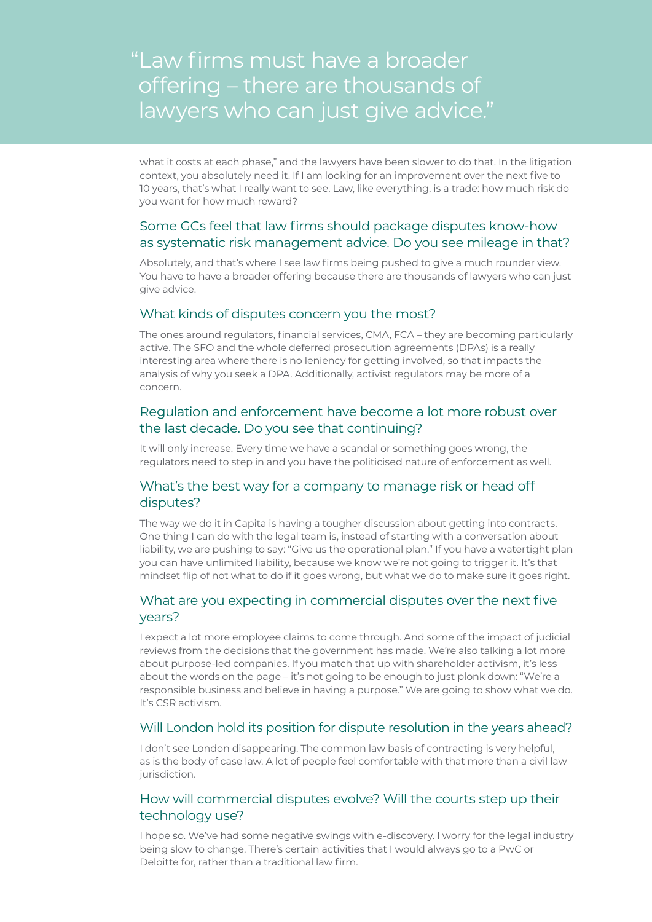> "Law firms must have a broader offering – there are thousands of lawyers who can just give advice."

what it costs at each phase," and the lawyers have been slower to do that. In the litigation context, you absolutely need it. If I am looking for an improvement over the next five to 10 years, that's what I really want to see. Law, like everything, is a trade: how much risk do you want for how much reward?

## Some GCs feel that law firms should package disputes know-how as systematic risk management advice. Do you see mileage in that?

Absolutely, and that's where I see law firms being pushed to give a much rounder view. You have to have a broader offering because there are thousands of lawyers who can just give advice.

## What kinds of disputes concern you the most?

The ones around regulators, financial services, CMA, FCA – they are becoming particularly active. The SFO and the whole deferred prosecution agreements (DPAs) is a really interesting area where there is no leniency for getting involved, so that impacts the analysis of why you seek a DPA. Additionally, activist regulators may be more of a concern.

## Regulation and enforcement have become a lot more robust over the last decade. Do you see that continuing?

It will only increase. Every time we have a scandal or something goes wrong, the regulators need to step in and you have the politicised nature of enforcement as well.

## What's the best way for a company to manage risk or head off disputes?

The way we do it in Capita is having a tougher discussion about getting into contracts. One thing I can do with the legal team is, instead of starting with a conversation about liability, we are pushing to say: "Give us the operational plan." If you have a watertight plan you can have unlimited liability, because we know we're not going to trigger it. It's that mindset flip of not what to do if it goes wrong, but what we do to make sure it goes right.

## What are you expecting in commercial disputes over the next five years?

I expect a lot more employee claims to come through. And some of the impact of judicial reviews from the decisions that the government has made. We're also talking a lot more about purpose-led companies. If you match that up with shareholder activism, it's less about the words on the page – it's not going to be enough to just plonk down: "We're a responsible business and believe in having a purpose." We are going to show what we do. It's CSR activism.

## Will London hold its position for dispute resolution in the years ahead?

I don't see London disappearing. The common law basis of contracting is very helpful, as is the body of case law. A lot of people feel comfortable with that more than a civil law jurisdiction.

## How will commercial disputes evolve? Will the courts step up their technology use?

I hope so. We've had some negative swings with e-discovery. I worry for the legal industry being slow to change. There's certain activities that I would always go to a PwC or Deloitte for, rather than a traditional law firm.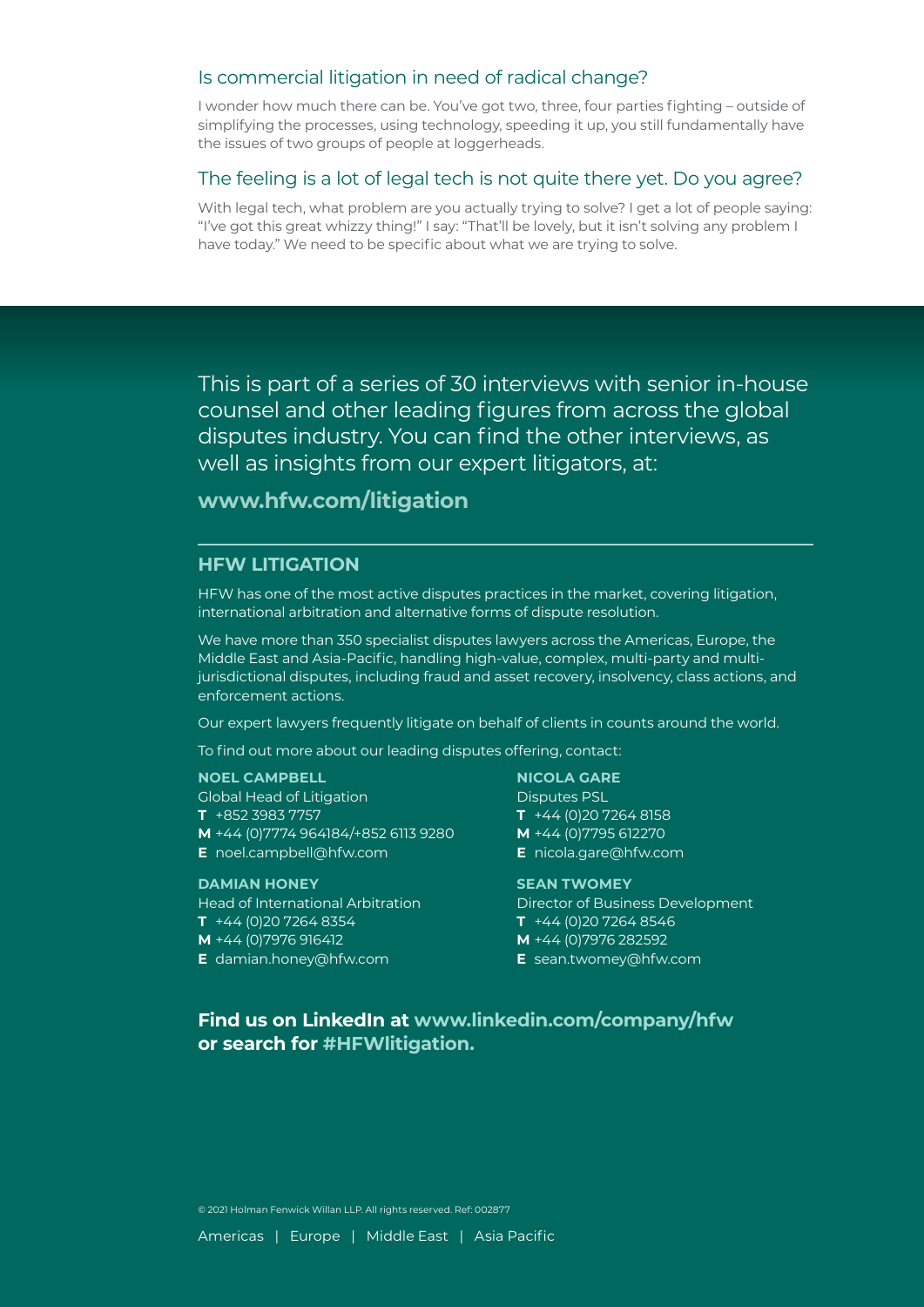## Is commercial litigation in need of radical change?

I wonder how much there can be. You've got two, three, four parties fighting – outside of simplifying the processes, using technology, speeding it up, you still fundamentally have the issues of two groups of people at loggerheads.

## The feeling is a lot of legal tech is not quite there yet. Do you agree?

With legal tech, what problem are you actually trying to solve? I get a lot of people saying: "I've got this great whizzy thing!" I say: "That'll be lovely, but it isn't solving any problem I have today." We need to be specific about what we are trying to solve.

This is part of a series of 30 interviews with senior in-house counsel and other leading figures from across the global disputes industry. You can find the other interviews, as well as insights from our expert litigators, at:

**www.hfw.com/litigation**

## HFW LITIGATION

HFW has one of the most active disputes practices in the market, covering litigation, international arbitration and alternative forms of dispute resolution.

We have more than 350 specialist disputes lawyers across the Americas, Europe, the Middle East and Asia-Pacific, handling high-value, complex, multi-party and multi-jurisdictional disputes, including fraud and asset recovery, insolvency, class actions, and enforcement actions.

Our expert lawyers frequently litigate on behalf of clients in counts around the world.

To find out more about our leading disputes offering, contact:

**NOEL CAMPBELL**
Global Head of Litigation
**T** +852 3983 7757
**M** +44 (0)7774 964184/+852 6113 9280
**E** noel.campbell@hfw.com

**DAMIAN HONEY**
Head of International Arbitration
**T** +44 (0)20 7264 8354
**M** +44 (0)7976 916412
**E** damian.honey@hfw.com

**NICOLA GARE**
Disputes PSL
**T** +44 (0)20 7264 8158
**M** +44 (0)7795 612270
**E** nicola.gare@hfw.com

**SEAN TWOMEY**
Director of Business Development
**T** +44 (0)20 7264 8546
**M** +44 (0)7976 282592
**E** sean.twomey@hfw.com

**Find us on LinkedIn at www.linkedin.com/company/hfw or search for #HFWlitigation.**

© 2021 Holman Fenwick Willan LLP. All rights reserved. Ref: 002877

Americas | Europe | Middle East | Asia Pacific